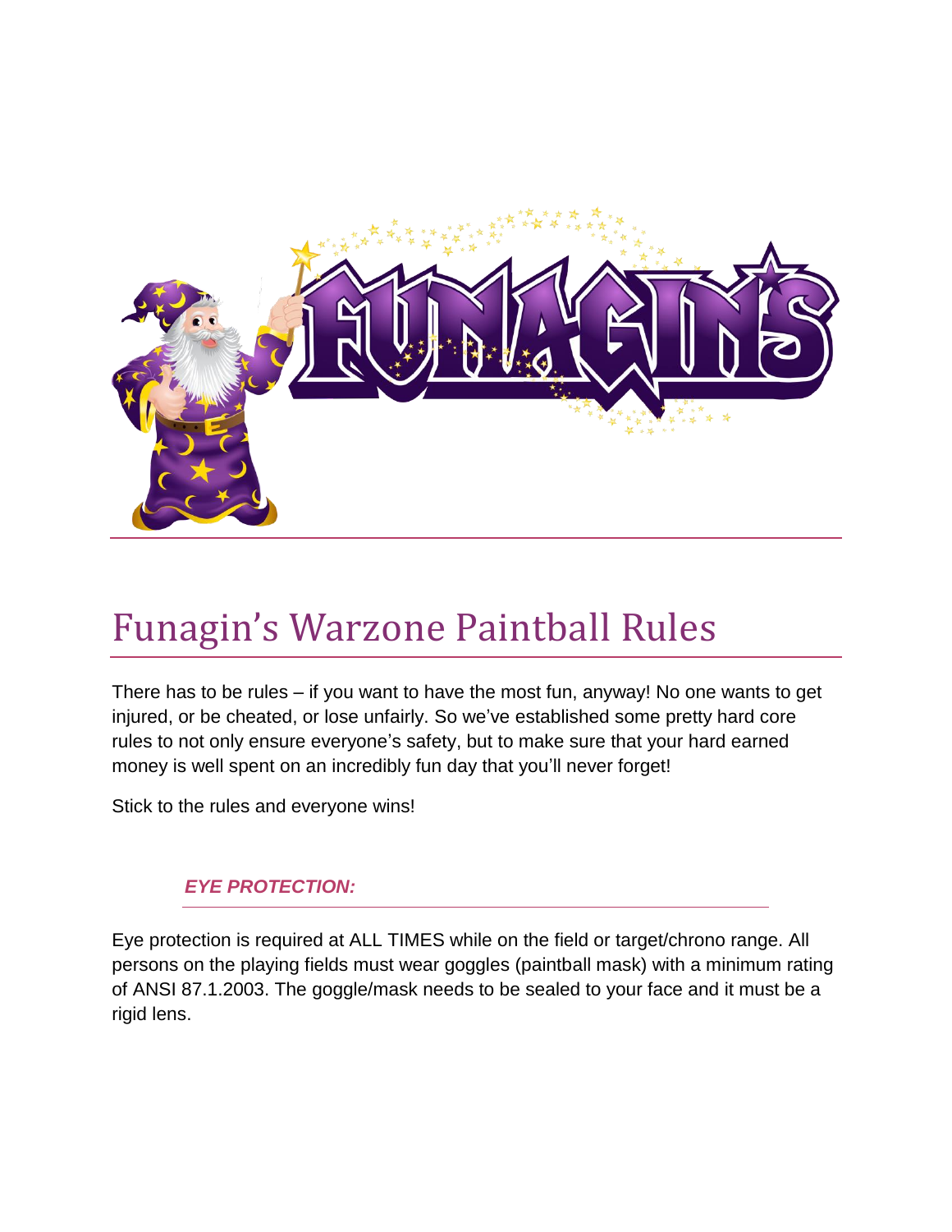# Funagin's Warzone Paintball Rules

There has to be rules – if you want to have the most fun, anyway! No one wants to get injured, or be cheated, or lose unfairly. So we've established some pretty hard core rules to not only ensure everyone's safety, but to make sure that your hard earned money is well spent on an incredibly fun day that you'll never forget!

Stick to the rules and everyone wins!

### *EYE PROTECTION:*

Eye protection is required at ALL TIMES while on the field or target/chrono range. All persons on the playing fields must wear goggles (paintball mask) with a minimum rating of ANSI 87.1.2003. The goggle/mask needs to be sealed to your face and it must be a rigid lens.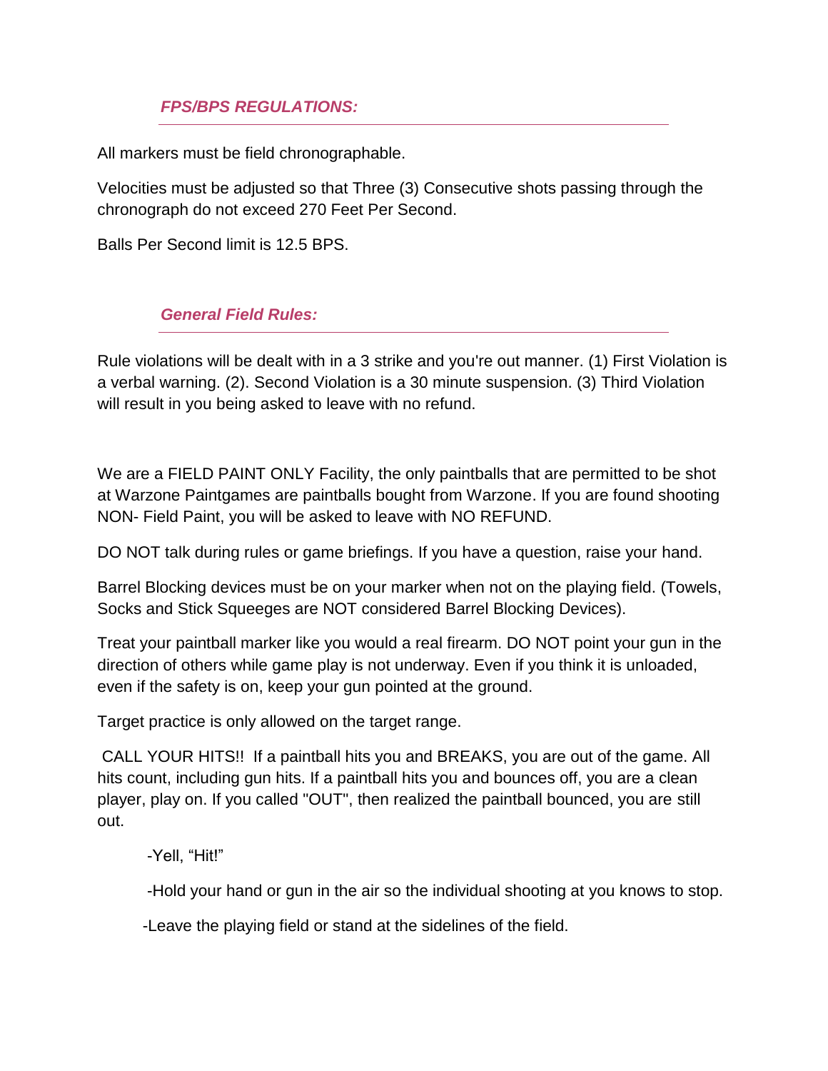### *FPS/BPS REGULATIONS:*

All markers must be field chronographable.

Velocities must be adjusted so that Three (3) Consecutive shots passing through the chronograph do not exceed 270 Feet Per Second.

Balls Per Second limit is 12.5 BPS.

### *General Field Rules:*

Rule violations will be dealt with in a 3 strike and you're out manner. (1) First Violation is a verbal warning. (2). Second Violation is a 30 minute suspension. (3) Third Violation will result in you being asked to leave with no refund.

We are a FIELD PAINT ONLY Facility, the only paintballs that are permitted to be shot at Warzone Paintgames are paintballs bought from Warzone. If you are found shooting NON- Field Paint, you will be asked to leave with NO REFUND.

DO NOT talk during rules or game briefings. If you have a question, raise your hand.

Barrel Blocking devices must be on your marker when not on the playing field. (Towels, Socks and Stick Squeeges are NOT considered Barrel Blocking Devices).

Treat your paintball marker like you would a real firearm. DO NOT point your gun in the direction of others while game play is not underway. Even if you think it is unloaded, even if the safety is on, keep your gun pointed at the ground.

Target practice is only allowed on the target range.

CALL YOUR HITS!! If a paintball hits you and BREAKS, you are out of the game. All hits count, including gun hits. If a paintball hits you and bounces off, you are a clean player, play on. If you called "OUT", then realized the paintball bounced, you are still out.

-Yell, “Hit!”

-Hold your hand or gun in the air so the individual shooting at you knows to stop.

-Leave the playing field or stand at the sidelines of the field.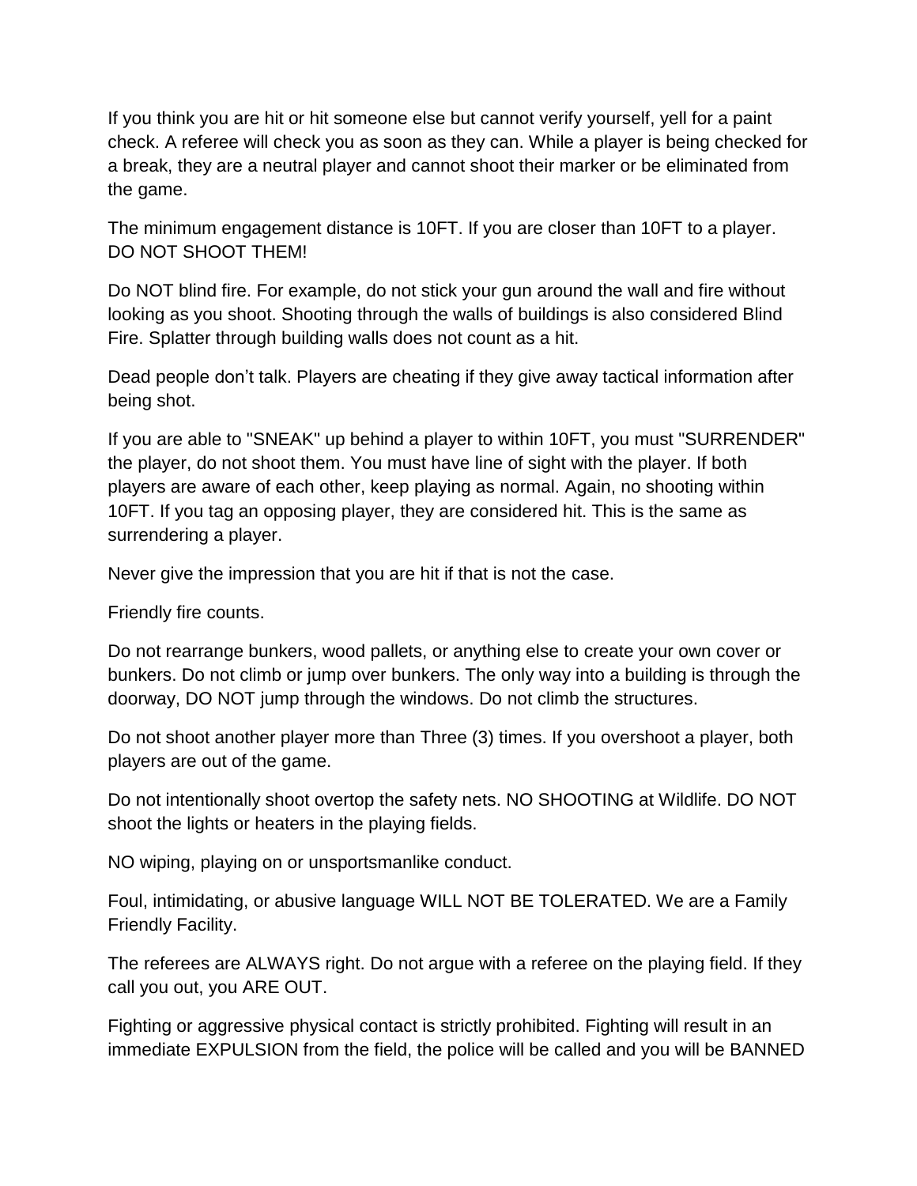If you think you are hit or hit someone else but cannot verify yourself, yell for a paint check. A referee will check you as soon as they can. While a player is being checked for a break, they are a neutral player and cannot shoot their marker or be eliminated from the game.

The minimum engagement distance is 10FT. If you are closer than 10FT to a player. DO NOT SHOOT THEM!

Do NOT blind fire. For example, do not stick your gun around the wall and fire without looking as you shoot. Shooting through the walls of buildings is also considered Blind Fire. Splatter through building walls does not count as a hit.

Dead people don't talk. Players are cheating if they give away tactical information after being shot.

If you are able to "SNEAK" up behind a player to within 10FT, you must "SURRENDER" the player, do not shoot them. You must have line of sight with the player. If both players are aware of each other, keep playing as normal. Again, no shooting within 10FT. If you tag an opposing player, they are considered hit. This is the same as surrendering a player.

Never give the impression that you are hit if that is not the case.

Friendly fire counts.

Do not rearrange bunkers, wood pallets, or anything else to create your own cover or bunkers. Do not climb or jump over bunkers. The only way into a building is through the doorway, DO NOT jump through the windows. Do not climb the structures.

Do not shoot another player more than Three (3) times. If you overshoot a player, both players are out of the game.

Do not intentionally shoot overtop the safety nets. NO SHOOTING at Wildlife. DO NOT shoot the lights or heaters in the playing fields.

NO wiping, playing on or unsportsmanlike conduct.

Foul, intimidating, or abusive language WILL NOT BE TOLERATED. We are a Family Friendly Facility.

The referees are ALWAYS right. Do not argue with a referee on the playing field. If they call you out, you ARE OUT.

Fighting or aggressive physical contact is strictly prohibited. Fighting will result in an immediate EXPULSION from the field, the police will be called and you will be BANNED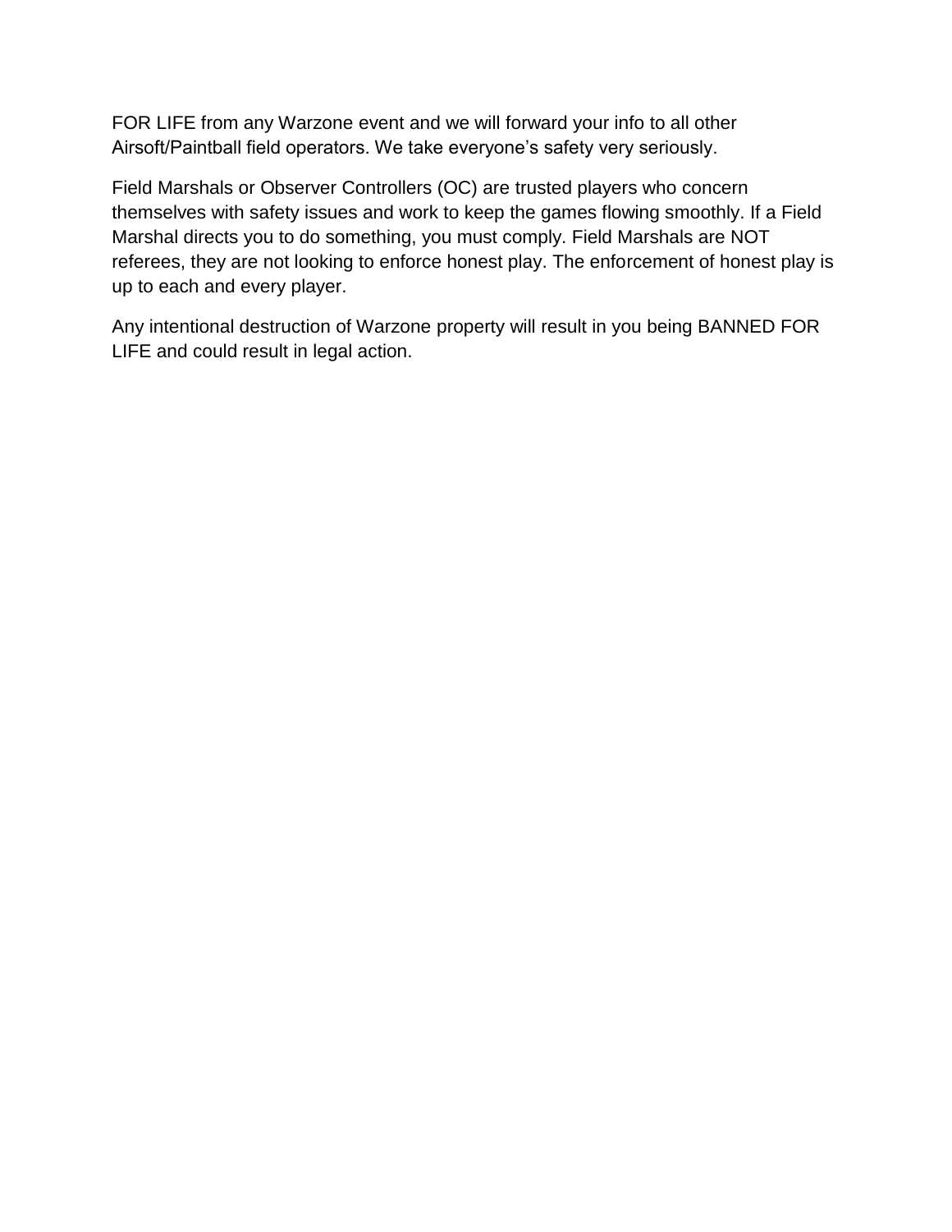FOR LIFE from any Warzone event and we will forward your info to all other Airsoft/Paintball field operators. We take everyone's safety very seriously.

Field Marshals or Observer Controllers (OC) are trusted players who concern themselves with safety issues and work to keep the games flowing smoothly. If a Field Marshal directs you to do something, you must comply. Field Marshals are NOT referees, they are not looking to enforce honest play. The enforcement of honest play is up to each and every player.

Any intentional destruction of Warzone property will result in you being BANNED FOR LIFE and could result in legal action.